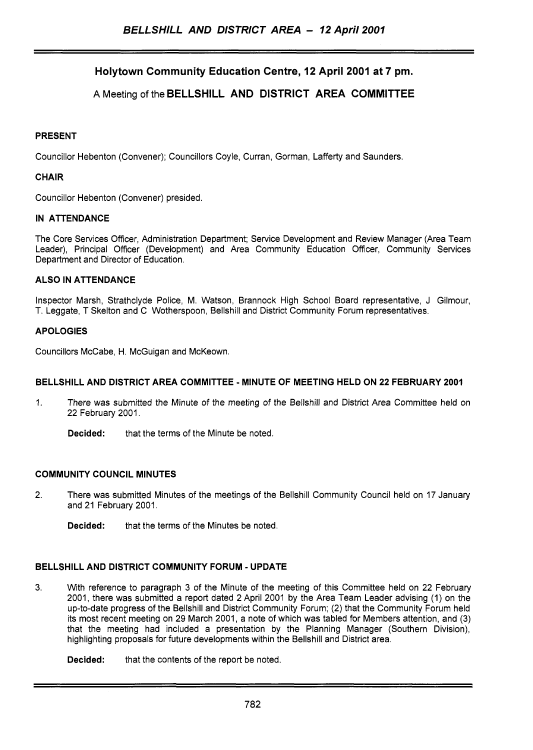## Holytown Community Education Centre, 12 April 2001 at 7 pm.

A Meeting of the **BELLSHILL AND DISTRICT AREA COMMITTEE**

**PRESENT**

Councillor Hebenton (Convener); Councillors Coyle, Curran, Gorman, Lafferty and Saunders.

**CHAIR**

Councillor Hebenton (Convener) presided.

**IN ATTENDANCE**

The Core Services Officer, Administration Department; Service Development and Review Manager (Area Team Leader), Principal Officer (Development) and Area Community Education Officer, Community Services Department and Director of Education.

**ALSO IN ATTENDANCE**

Inspector Marsh, Strathclyde Police, M. Watson, Brannock High School Board representative, J Gilmour, T. Leggate, T Skelton and C Wotherspoon, Bellshill and District Community Forum representatives.

**APOLOGIES**

Councillors McCabe, H. McGuigan and McKeown.

**BELLSHILL AND DISTRICT AREA COMMITTEE - MINUTE OF MEETING HELD ON 22 FEBRUARY 2001**

1. There was submitted the Minute of the meeting of the Bellshill and District Area Committee held on 22 February 2001.

   **Decided:** that the terms of the Minute be noted.

**COMMUNITY COUNCIL MINUTES**

2. There was submitted Minutes of the meetings of the Bellshill Community Council held on 17 January and 21 February 2001.

   **Decided:** that the terms of the Minutes be noted.

**BELLSHILL AND DISTRICT COMMUNITY FORUM - UPDATE**

3. With reference to paragraph 3 of the Minute of the meeting of this Committee held on 22 February 2001, there was submitted a report dated 2 April 2001 by the Area Team Leader advising (1) on the up-to-date progress of the Bellshill and District Community Forum; (2) that the Community Forum held its most recent meeting on 29 March 2001, a note of which was tabled for Members attention, and (3) that the meeting had included a presentation by the Planning Manager (Southern Division), highlighting proposals for future developments within the Bellshill and District area.

   **Decided:** that the contents of the report be noted.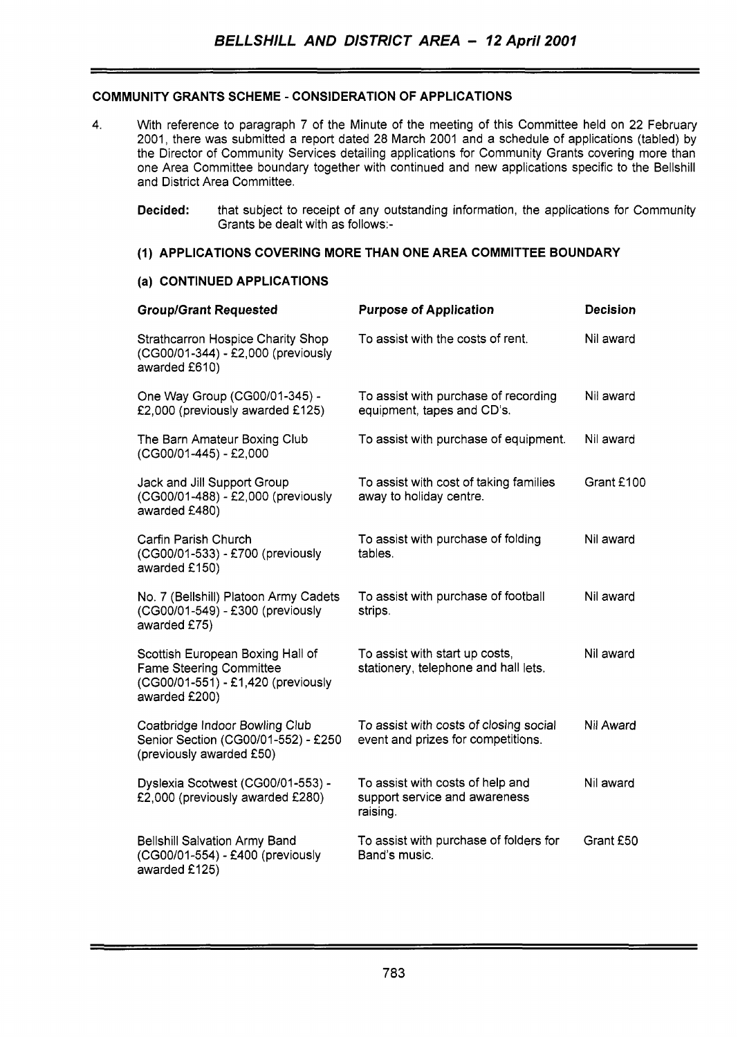## COMMUNITY GRANTS SCHEME - CONSIDERATION OF APPLICATIONS

4. With reference to paragraph 7 of the Minute of the meeting of this Committee held on 22 February 2001, there was submitted a report dated 28 March 2001 and a schedule of applications (tabled) by the Director of Community Services detailing applications for Community Grants covering more than one Area Committee boundary together with continued and new applications specific to the Bellshill and District Area Committee.

**Decided:** that subject to receipt of any outstanding information, the applications for Community Grants be dealt with as follows:-

### (1) APPLICATIONS COVERING MORE THAN ONE AREA COMMITTEE BOUNDARY

#### (a) CONTINUED APPLICATIONS

| Group/Grant Requested | Purpose of Application | Decision |
|---|---|---|
| Strathcarron Hospice Charity Shop (CG00/01-344) - £2,000 (previously awarded £610) | To assist with the costs of rent. | Nil award |
| One Way Group (CG00/01-345) - £2,000 (previously awarded £125) | To assist with purchase of recording equipment, tapes and CD's. | Nil award |
| The Barn Amateur Boxing Club (CG00/01-445) - £2,000 | To assist with purchase of equipment. | Nil award |
| Jack and Jill Support Group (CG00/01-488) - £2,000 (previously awarded £480) | To assist with cost of taking families away to holiday centre. | Grant £100 |
| Carfin Parish Church (CG00/01-533) - £700 (previously awarded £150) | To assist with purchase of folding tables. | Nil award |
| No. 7 (Bellshill) Platoon Army Cadets (CG00/01-549) - £300 (previously awarded £75) | To assist with purchase of football strips. | Nil award |
| Scottish European Boxing Hall of Fame Steering Committee (CG00/01-551) - £1,420 (previously awarded £200) | To assist with start up costs, stationery, telephone and hall lets. | Nil award |
| Coatbridge Indoor Bowling Club Senior Section (CG00/01-552) - £250 (previously awarded £50) | To assist with costs of closing social event and prizes for competitions. | Nil Award |
| Dyslexia Scotwest (CG00/01-553) - £2,000 (previously awarded £280) | To assist with costs of help and support service and awareness raising. | Nil award |
| Bellshill Salvation Army Band (CG00/01-554) - £400 (previously awarded £125) | To assist with purchase of folders for Band's music. | Grant £50 |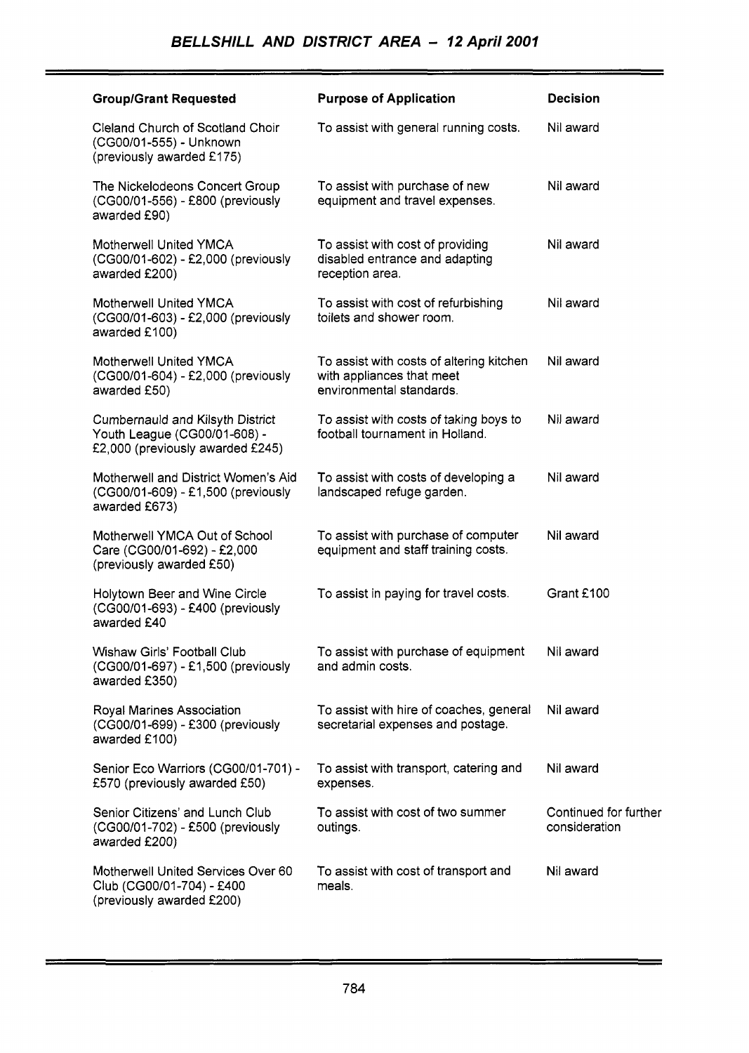## BELLSHILL AND DISTRICT AREA - 12 April 2001

| Group/Grant Requested | Purpose of Application | Decision |
|---|---|---|
| Cleland Church of Scotland Choir (CG00/01-555) - Unknown (previously awarded £175) | To assist with general running costs. | Nil award |
| The Nickelodeons Concert Group (CG00/01-556) - £800 (previously awarded £90) | To assist with purchase of new equipment and travel expenses. | Nil award |
| Motherwell United YMCA (CG00/01-602) - £2,000 (previously awarded £200) | To assist with cost of providing disabled entrance and adapting reception area. | Nil award |
| Motherwell United YMCA (CG00/01-603) - £2,000 (previously awarded £100) | To assist with cost of refurbishing toilets and shower room. | Nil award |
| Motherwell United YMCA (CG00/01-604) - £2,000 (previously awarded £50) | To assist with costs of altering kitchen with appliances that meet environmental standards. | Nil award |
| Cumbernauld and Kilsyth District Youth League (CG00/01-608) - £2,000 (previously awarded £245) | To assist with costs of taking boys to football tournament in Holland. | Nil award |
| Motherwell and District Women's Aid (CG00/01-609) - £1,500 (previously awarded £673) | To assist with costs of developing a landscaped refuge garden. | Nil award |
| Motherwell YMCA Out of School Care (CG00/01-692) - £2,000 (previously awarded £50) | To assist with purchase of computer equipment and staff training costs. | Nil award |
| Holytown Beer and Wine Circle (CG00/01-693) - £400 (previously awarded £40 | To assist in paying for travel costs. | Grant £100 |
| Wishaw Girls' Football Club (CG00/01-697) - £1,500 (previously awarded £350) | To assist with purchase of equipment and admin costs. | Nil award |
| Royal Marines Association (CG00/01-699) - £300 (previously awarded £100) | To assist with hire of coaches, general secretarial expenses and postage. | Nil award |
| Senior Eco Warriors (CG00/01-701) - £570 (previously awarded £50) | To assist with transport, catering and expenses. | Nil award |
| Senior Citizens' and Lunch Club (CG00/01-702) - £500 (previously awarded £200) | To assist with cost of two summer outings. | Continued for further consideration |
| Motherwell United Services Over 60 Club (CG00/01-704) - £400 (previously awarded £200) | To assist with cost of transport and meals. | Nil award |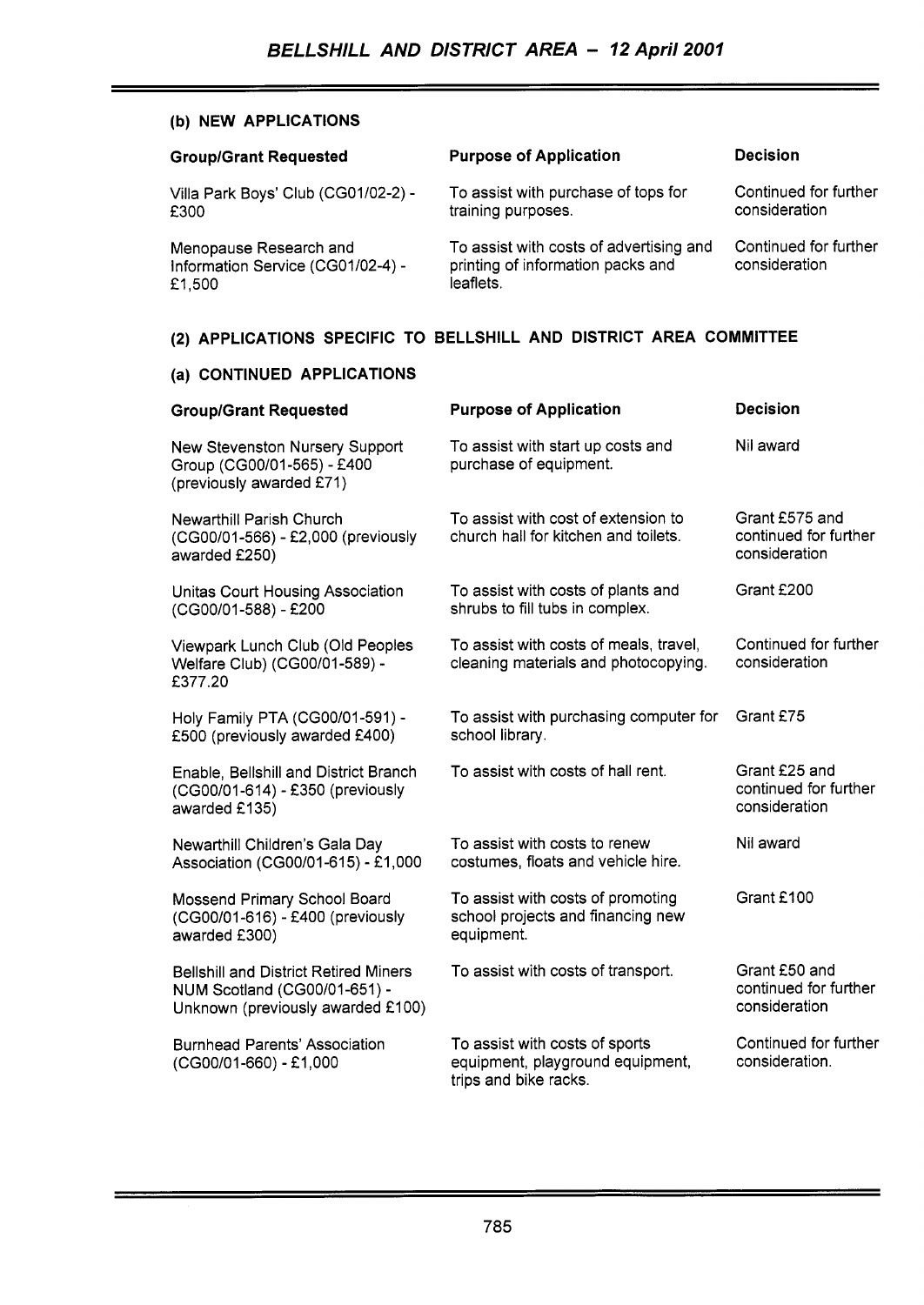### (b) NEW APPLICATIONS

| Group/Grant Requested | Purpose of Application | Decision |
|---|---|---|
| Villa Park Boys' Club (CG01/02-2) - £300 | To assist with purchase of tops for training purposes. | Continued for further consideration |
| Menopause Research and Information Service (CG01/02-4) - £1,500 | To assist with costs of advertising and printing of information packs and leaflets. | Continued for further consideration |

## (2) APPLICATIONS SPECIFIC TO BELLSHILL AND DISTRICT AREA COMMITTEE

### (a) CONTINUED APPLICATIONS

| Group/Grant Requested | Purpose of Application | Decision |
|---|---|---|
| New Stevenston Nursery Support Group (CG00/01-565) - £400 (previously awarded £71) | To assist with start up costs and purchase of equipment. | Nil award |
| Newarthill Parish Church (CG00/01-566) - £2,000 (previously awarded £250) | To assist with cost of extension to church hall for kitchen and toilets. | Grant £575 and continued for further consideration |
| Unitas Court Housing Association (CG00/01-588) - £200 | To assist with costs of plants and shrubs to fill tubs in complex. | Grant £200 |
| Viewpark Lunch Club (Old Peoples Welfare Club) (CG00/01-589) - £377.20 | To assist with costs of meals, travel, cleaning materials and photocopying. | Continued for further consideration |
| Holy Family PTA (CG00/01-591) - £500 (previously awarded £400) | To assist with purchasing computer for school library. | Grant £75 |
| Enable, Bellshill and District Branch (CG00/01-614) - £350 (previously awarded £135) | To assist with costs of hall rent. | Grant £25 and continued for further consideration |
| Newarthill Children's Gala Day Association (CG00/01-615) - £1,000 | To assist with costs to renew costumes, floats and vehicle hire. | Nil award |
| Mossend Primary School Board (CG00/01-616) - £400 (previously awarded £300) | To assist with costs of promoting school projects and financing new equipment. | Grant £100 |
| Bellshill and District Retired Miners NUM Scotland (CG00/01-651) - Unknown (previously awarded £100) | To assist with costs of transport. | Grant £50 and continued for further consideration |
| Burnhead Parents' Association (CG00/01-660) - £1,000 | To assist with costs of sports equipment, playground equipment, trips and bike racks. | Continued for further consideration. |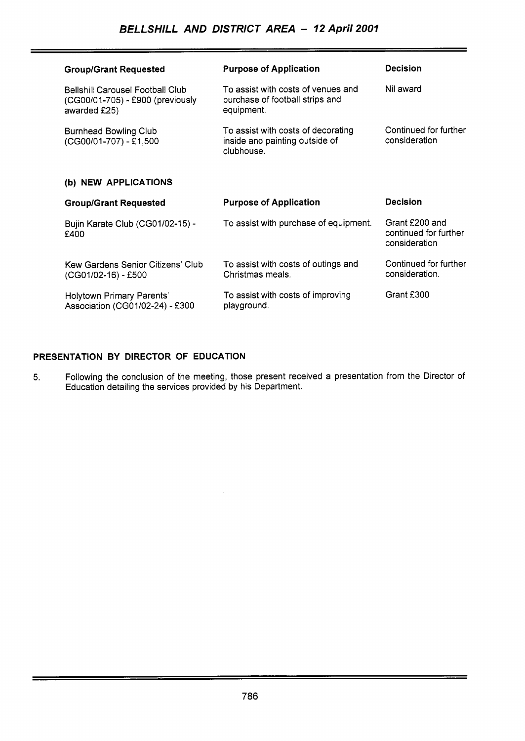| Group/Grant Requested | Purpose of Application | Decision |
|---|---|---|
| Bellshill Carousel Football Club (CG00/01-705) - £900 (previously awarded £25) | To assist with costs of venues and purchase of football strips and equipment. | Nil award |
| Burnhead Bowling Club (CG00/01-707) - £1,500 | To assist with costs of decorating inside and painting outside of clubhouse. | Continued for further consideration |

### (b) NEW APPLICATIONS

| Group/Grant Requested | Purpose of Application | Decision |
|---|---|---|
| Bujin Karate Club (CG01/02-15) - £400 | To assist with purchase of equipment. | Grant £200 and continued for further consideration |
| Kew Gardens Senior Citizens' Club (CG01/02-16) - £500 | To assist with costs of outings and Christmas meals. | Continued for further consideration. |
| Holytown Primary Parents' Association (CG01/02-24) - £300 | To assist with costs of improving playground. | Grant £300 |

## PRESENTATION BY DIRECTOR OF EDUCATION

5. Following the conclusion of the meeting, those present received a presentation from the Director of Education detailing the services provided by his Department.